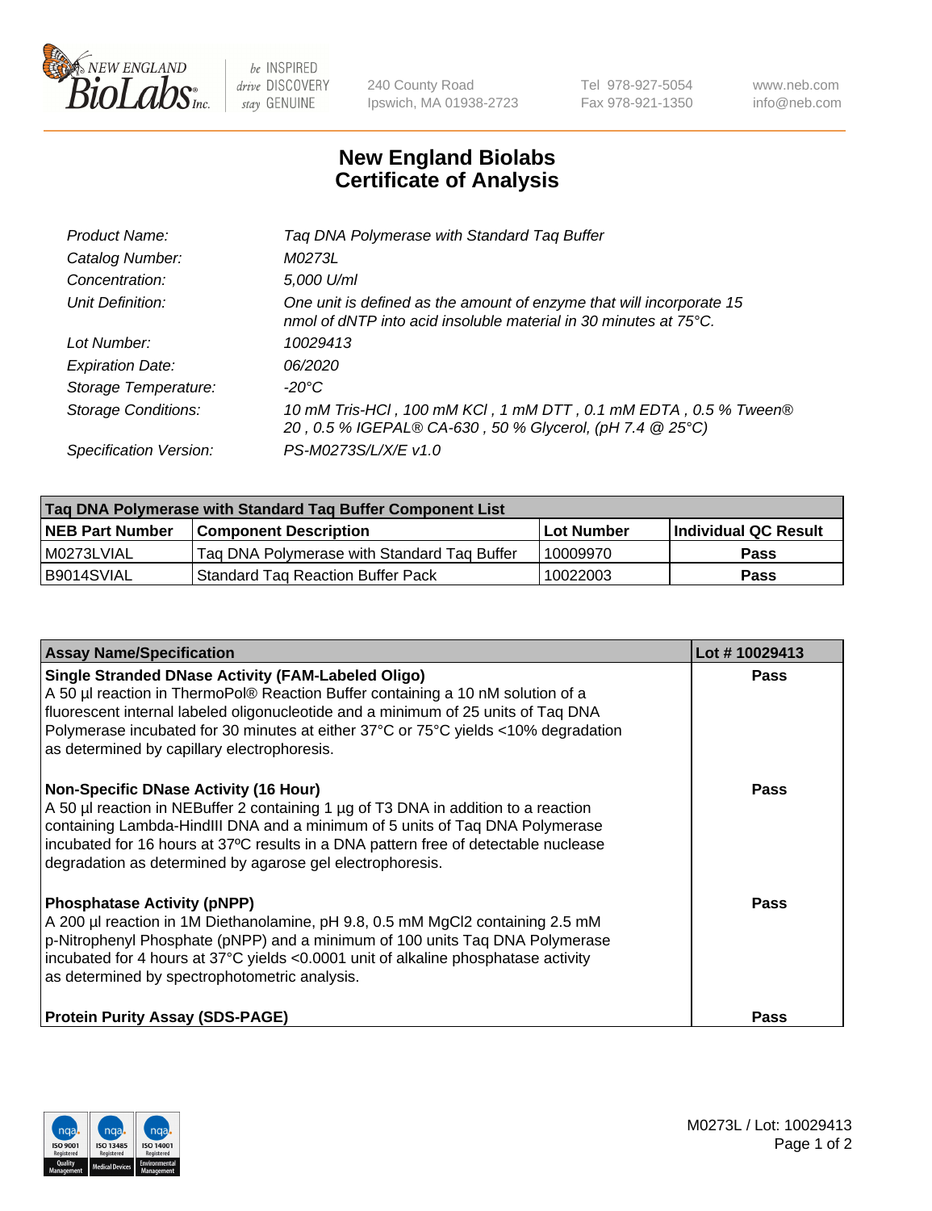# New England Biolabs Certificate of Analysis

| | |
|---|---|
| Product Name: | Taq DNA Polymerase with Standard Taq Buffer |
| Catalog Number: | M0273L |
| Concentration: | 5,000 U/ml |
| Unit Definition: | One unit is defined as the amount of enzyme that will incorporate 15 nmol of dNTP into acid insoluble material in 30 minutes at 75°C. |
| Lot Number: | 10029413 |
| Expiration Date: | 06/2020 |
| Storage Temperature: | -20°C |
| Storage Conditions: | 10 mM Tris-HCl , 100 mM KCl , 1 mM DTT , 0.1 mM EDTA , 0.5 % Tween® 20 , 0.5 % IGEPAL® CA-630 , 50 % Glycerol, (pH 7.4 @ 25°C) |
| Specification Version: | PS-M0273S/L/X/E v1.0 |

| Taq DNA Polymerase with Standard Taq Buffer Component List | | | |
|---|---|---|---|
| **NEB Part Number** | **Component Description** | **Lot Number** | **Individual QC Result** |
| M0273LVIAL | Taq DNA Polymerase with Standard Taq Buffer | 10009970 | **Pass** |
| B9014SVIAL | Standard Taq Reaction Buffer Pack | 10022003 | **Pass** |

| Assay Name/Specification | Lot # 10029413 |
|---|---|
| **Single Stranded DNase Activity (FAM-Labeled Oligo)**<br>A 50 µl reaction in ThermoPol® Reaction Buffer containing a 10 nM solution of a fluorescent internal labeled oligonucleotide and a minimum of 25 units of Taq DNA Polymerase incubated for 30 minutes at either 37°C or 75°C yields <10% degradation as determined by capillary electrophoresis. | **Pass** |
| **Non-Specific DNase Activity (16 Hour)**<br>A 50 µl reaction in NEBuffer 2 containing 1 µg of T3 DNA in addition to a reaction containing Lambda-HindIII DNA and a minimum of 5 units of Taq DNA Polymerase incubated for 16 hours at 37ºC results in a DNA pattern free of detectable nuclease degradation as determined by agarose gel electrophoresis. | **Pass** |
| **Phosphatase Activity (pNPP)**<br>A 200 µl reaction in 1M Diethanolamine, pH 9.8, 0.5 mM $MgCl_2$ containing 2.5 mM p-Nitrophenyl Phosphate (pNPP) and a minimum of 100 units Taq DNA Polymerase incubated for 4 hours at 37°C yields <0.0001 unit of alkaline phosphatase activity as determined by spectrophotometric analysis. | **Pass** |
| **Protein Purity Assay (SDS-PAGE)** | **Pass** |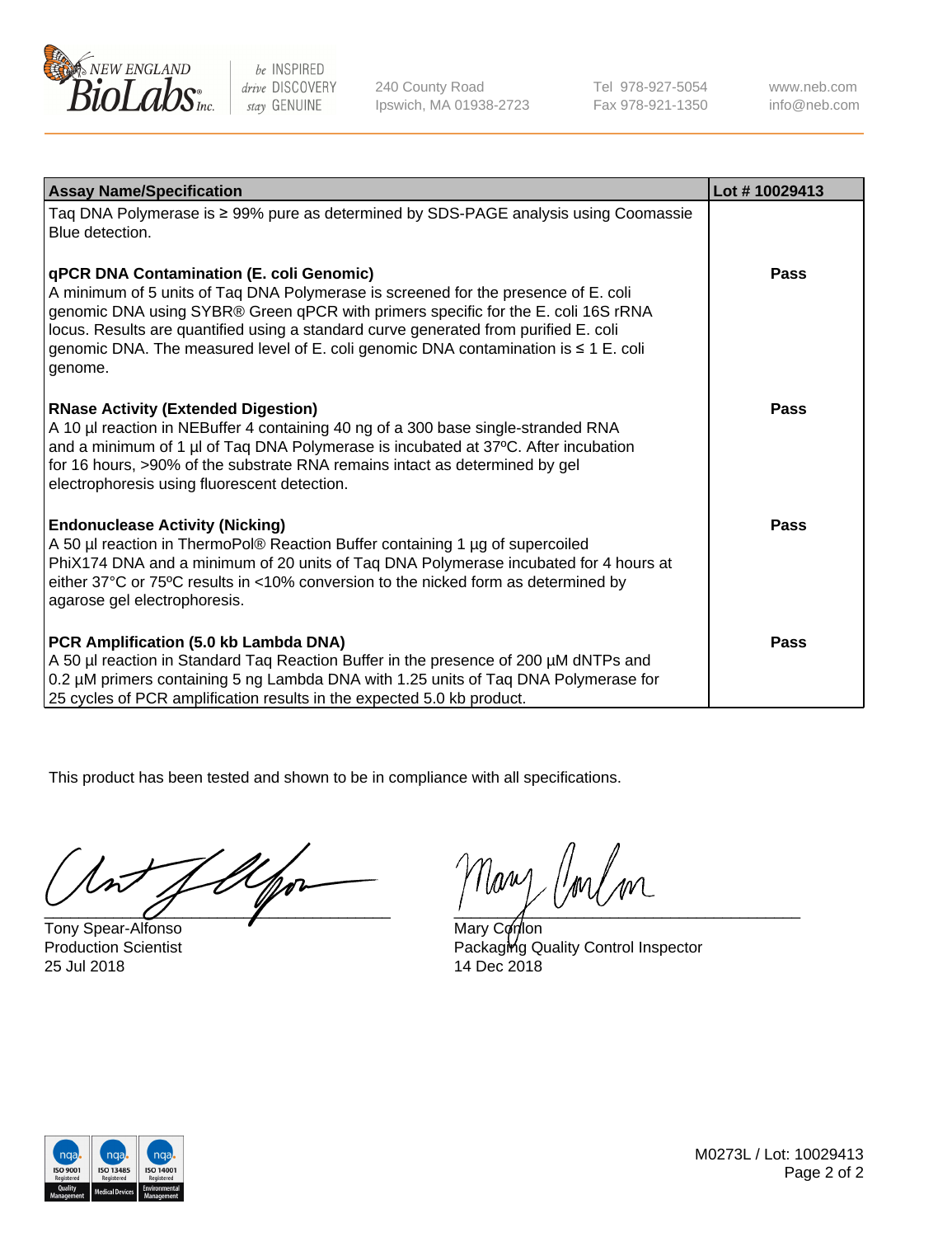NEW ENGLAND BioLabs Inc. | be INSPIRED drive DISCOVERY stay GENUINE | 240 County Road Ipswich, MA 01938-2723 | Tel 978-927-5054 Fax 978-921-1350 | www.neb.com info@neb.com

| Assay Name/Specification | Lot # 10029413 |
|---|---|
| Taq DNA Polymerase is ≥ 99% pure as determined by SDS-PAGE analysis using Coomassie Blue detection. | |
| **qPCR DNA Contamination (E. coli Genomic)** A minimum of 5 units of Taq DNA Polymerase is screened for the presence of E. coli genomic DNA using SYBR® Green qPCR with primers specific for the E. coli 16S rRNA locus. Results are quantified using a standard curve generated from purified E. coli genomic DNA. The measured level of E. coli genomic DNA contamination is ≤ 1 E. coli genome. | **Pass** |
| **RNase Activity (Extended Digestion)** A 10 µl reaction in NEBuffer 4 containing 40 ng of a 300 base single-stranded RNA and a minimum of 1 µl of Taq DNA Polymerase is incubated at 37ºC. After incubation for 16 hours, >90% of the substrate RNA remains intact as determined by gel electrophoresis using fluorescent detection. | **Pass** |
| **Endonuclease Activity (Nicking)** A 50 µl reaction in ThermoPol® Reaction Buffer containing 1 µg of supercoiled PhiX174 DNA and a minimum of 20 units of Taq DNA Polymerase incubated for 4 hours at either 37°C or 75ºC results in <10% conversion to the nicked form as determined by agarose gel electrophoresis. | **Pass** |
| **PCR Amplification (5.0 kb Lambda DNA)** A 50 µl reaction in Standard Taq Reaction Buffer in the presence of 200 µM dNTPs and 0.2 µM primers containing 5 ng Lambda DNA with 1.25 units of Taq DNA Polymerase for 25 cycles of PCR amplification results in the expected 5.0 kb product. | **Pass** |

This product has been tested and shown to be in compliance with all specifications.

Tony Spear-Alfonso
Production Scientist
25 Jul 2018

Mary Conlon
Packaging Quality Control Inspector
14 Dec 2018

ISO 9001 Registered Quality Management | ISO 13485 Registered Medical Devices | ISO 14001 Registered Environmental Management

M0273L / Lot: 10029413